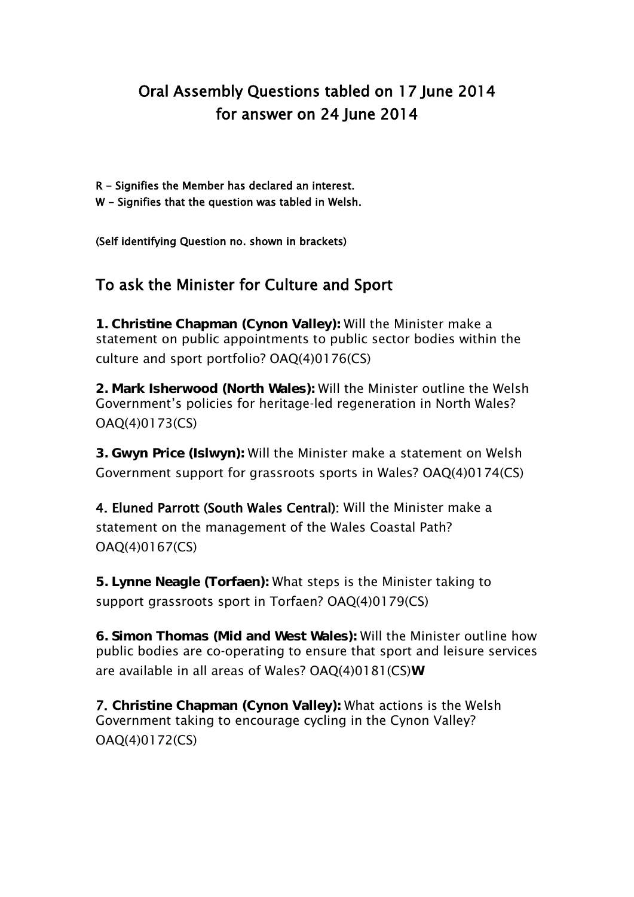# Oral Assembly Questions tabled on 17 June 2014 for answer on 24 June 2014

R - Signifies the Member has declared an interest.
W - Signifies that the question was tabled in Welsh.

(Self identifying Question no. shown in brackets)

## To ask the Minister for Culture and Sport

**1. Christine Chapman (Cynon Valley):** Will the Minister make a statement on public appointments to public sector bodies within the culture and sport portfolio? OAQ(4)0176(CS)

**2. Mark Isherwood (North Wales):** Will the Minister outline the Welsh Government's policies for heritage-led regeneration in North Wales? OAQ(4)0173(CS)

**3. Gwyn Price (Islwyn):** Will the Minister make a statement on Welsh Government support for grassroots sports in Wales? OAQ(4)0174(CS)

**4. Eluned Parrott (South Wales Central)**: Will the Minister make a statement on the management of the Wales Coastal Path? OAQ(4)0167(CS)

**5. Lynne Neagle (Torfaen):** What steps is the Minister taking to support grassroots sport in Torfaen? OAQ(4)0179(CS)

**6. Simon Thomas (Mid and West Wales):** Will the Minister outline how public bodies are co-operating to ensure that sport and leisure services are available in all areas of Wales? OAQ(4)0181(CS)**W**

**7. Christine Chapman (Cynon Valley):** What actions is the Welsh Government taking to encourage cycling in the Cynon Valley? OAQ(4)0172(CS)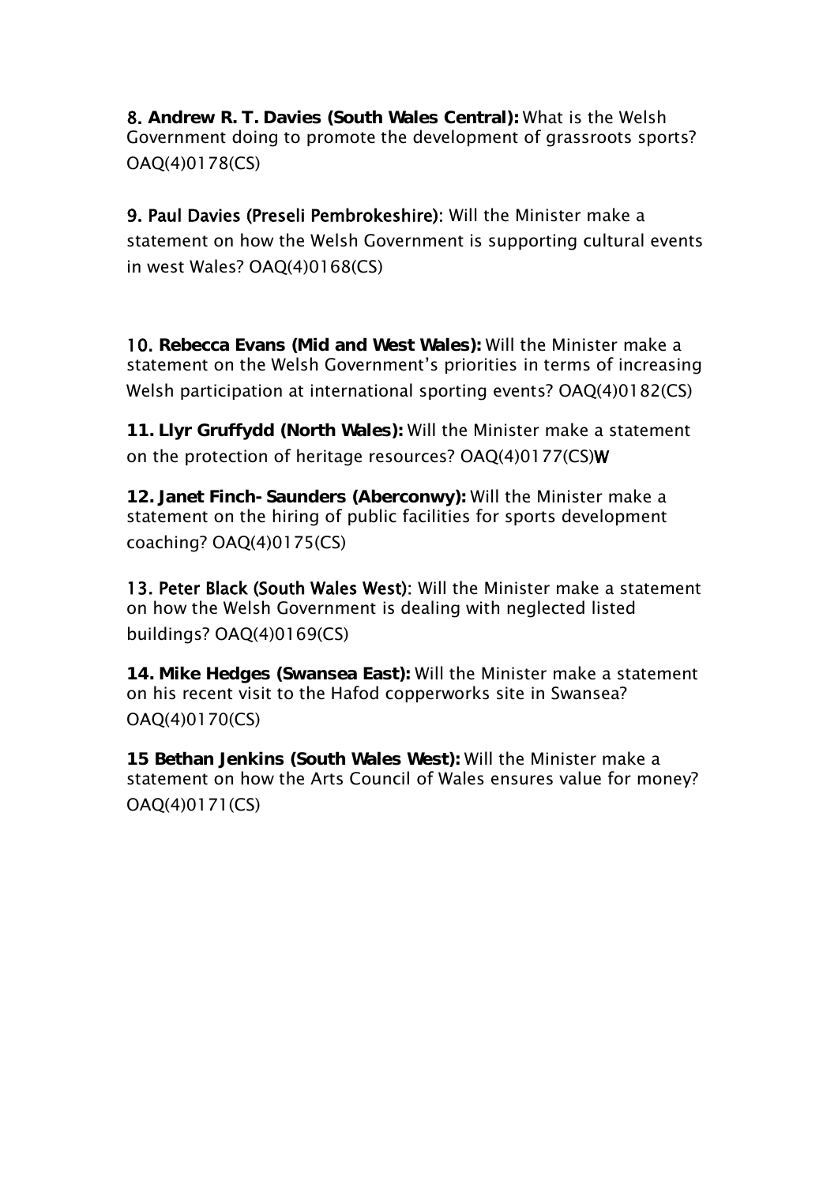8. **Andrew R. T. Davies (South Wales Central):** What is the Welsh Government doing to promote the development of grassroots sports? OAQ(4)0178(CS)

9. **Paul Davies (Preseli Pembrokeshire):** Will the Minister make a statement on how the Welsh Government is supporting cultural events in west Wales? OAQ(4)0168(CS)

10. **Rebecca Evans (Mid and West Wales):** Will the Minister make a statement on the Welsh Government's priorities in terms of increasing Welsh participation at international sporting events? OAQ(4)0182(CS)

11. **Llyr Gruffydd (North Wales):** Will the Minister make a statement on the protection of heritage resources? OAQ(4)0177(CS)**W**

12. **Janet Finch- Saunders (Aberconwy):** Will the Minister make a statement on the hiring of public facilities for sports development coaching? OAQ(4)0175(CS)

13. **Peter Black (South Wales West):** Will the Minister make a statement on how the Welsh Government is dealing with neglected listed buildings? OAQ(4)0169(CS)

14. **Mike Hedges (Swansea East):** Will the Minister make a statement on his recent visit to the Hafod copperworks site in Swansea? OAQ(4)0170(CS)

**15 Bethan Jenkins (South Wales West):** Will the Minister make a statement on how the Arts Council of Wales ensures value for money? OAQ(4)0171(CS)